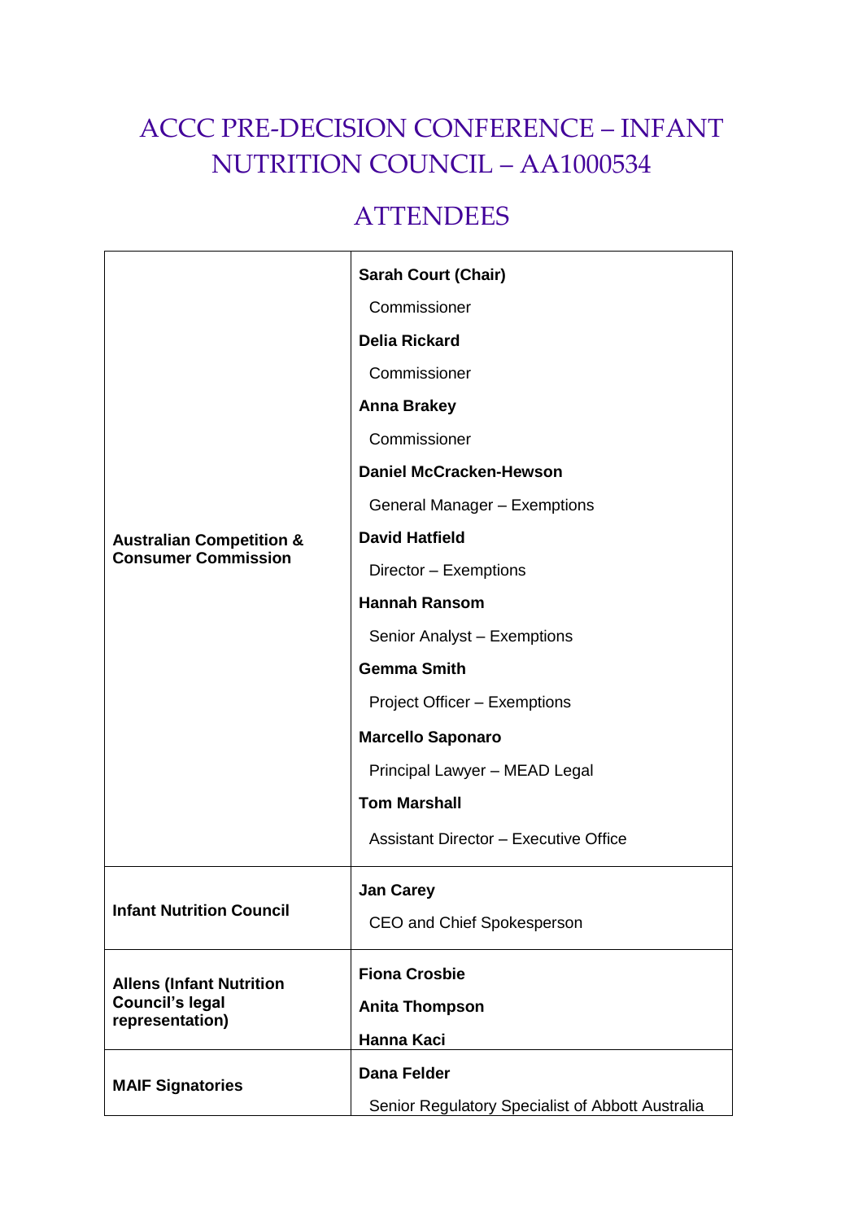# ACCC PRE-DECISION CONFERENCE – INFANT NUTRITION COUNCIL – AA1000534

## ATTENDEES

| | |
|---|---|
| **Australian Competition & Consumer Commission** | **Sarah Court (Chair)**<br>Commissioner<br>**Delia Rickard**<br>Commissioner<br>**Anna Brakey**<br>Commissioner<br>**Daniel McCracken-Hewson**<br>General Manager – Exemptions<br>**David Hatfield**<br>Director – Exemptions<br>**Hannah Ransom**<br>Senior Analyst – Exemptions<br>**Gemma Smith**<br>Project Officer – Exemptions<br>**Marcello Saponaro**<br>Principal Lawyer – MEAD Legal<br>**Tom Marshall**<br>Assistant Director – Executive Office |
| **Infant Nutrition Council** | **Jan Carey**<br>CEO and Chief Spokesperson |
| **Allens (Infant Nutrition Council's legal representation)** | **Fiona Crosbie**<br>**Anita Thompson**<br>**Hanna Kaci** |
| **MAIF Signatories** | **Dana Felder**<br>Senior Regulatory Specialist of Abbott Australia |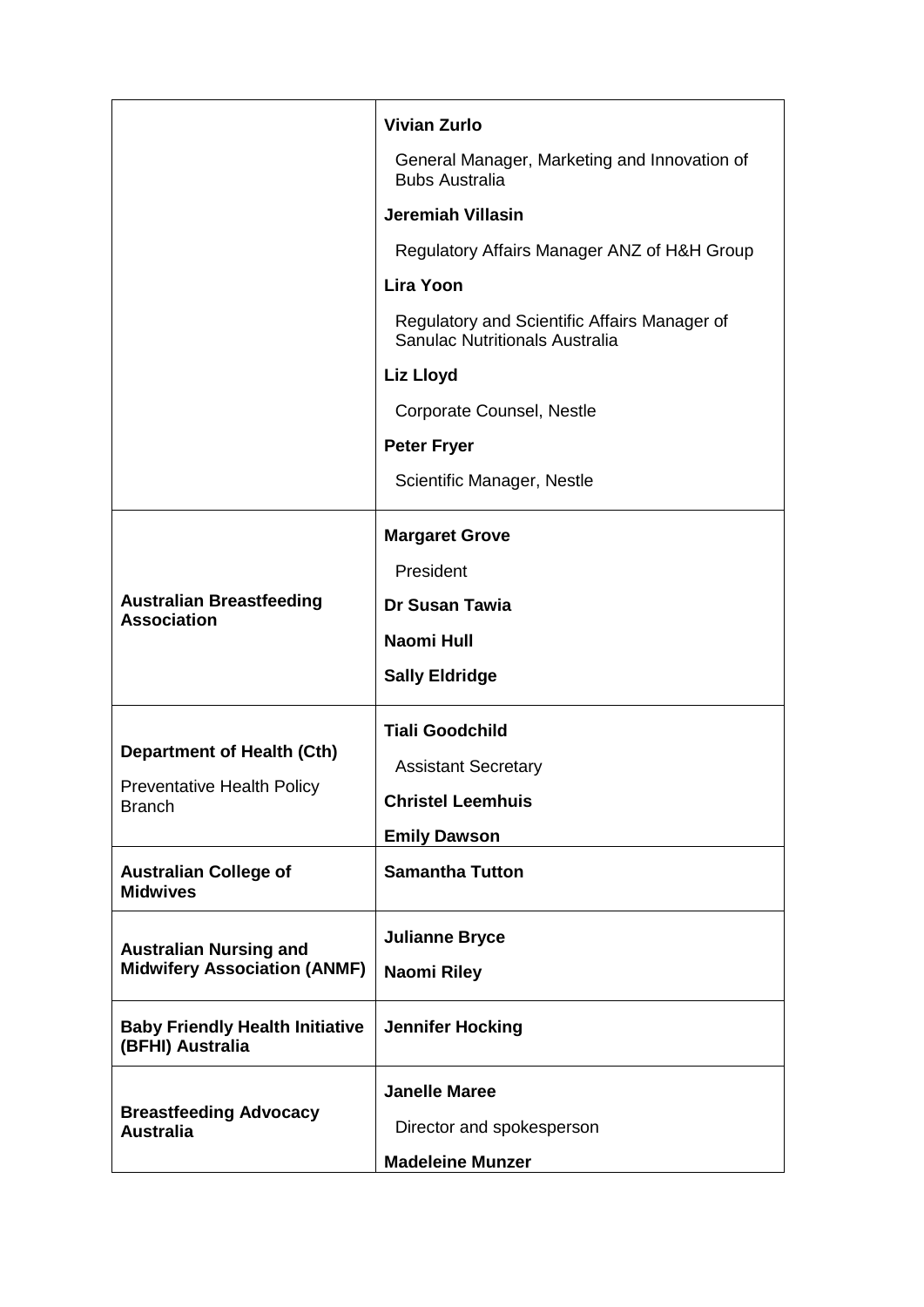| | |
|---|---|
| | **Vivian Zurlo**<br>General Manager, Marketing and Innovation of Bubs Australia<br>**Jeremiah Villasin**<br>Regulatory Affairs Manager ANZ of H&H Group<br>**Lira Yoon**<br>Regulatory and Scientific Affairs Manager of Sanulac Nutritionals Australia<br>**Liz Lloyd**<br>Corporate Counsel, Nestle<br>**Peter Fryer**<br>Scientific Manager, Nestle |
| **Australian Breastfeeding Association** | **Margaret Grove**<br>President<br>**Dr Susan Tawia**<br>**Naomi Hull**<br>**Sally Eldridge** |
| **Department of Health (Cth)**<br>Preventative Health Policy Branch | **Tiali Goodchild**<br>Assistant Secretary<br>**Christel Leemhuis**<br>**Emily Dawson** |
| **Australian College of Midwives** | **Samantha Tutton** |
| **Australian Nursing and Midwifery Association (ANMF)** | **Julianne Bryce**<br>**Naomi Riley** |
| **Baby Friendly Health Initiative (BFHI) Australia** | **Jennifer Hocking** |
| **Breastfeeding Advocacy Australia** | **Janelle Maree**<br>Director and spokesperson<br>**Madeleine Munzer** |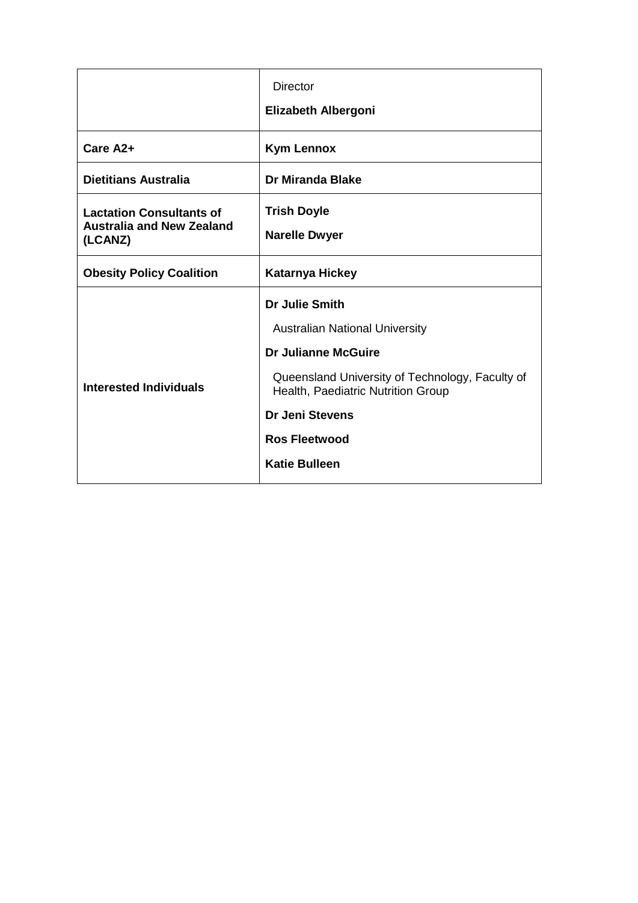| | |
|---|---|
| | Director<br>**Elizabeth Albergoni** |
| **Care A2+** | **Kym Lennox** |
| **Dietitians Australia** | **Dr Miranda Blake** |
| **Lactation Consultants of Australia and New Zealand (LCANZ)** | **Trish Doyle**<br>**Narelle Dwyer** |
| **Obesity Policy Coalition** | **Katarnya Hickey** |
| **Interested Individuals** | **Dr Julie Smith**<br>Australian National University<br>**Dr Julianne McGuire**<br>Queensland University of Technology, Faculty of Health, Paediatric Nutrition Group<br>**Dr Jeni Stevens**<br>**Ros Fleetwood**<br>**Katie Bulleen** |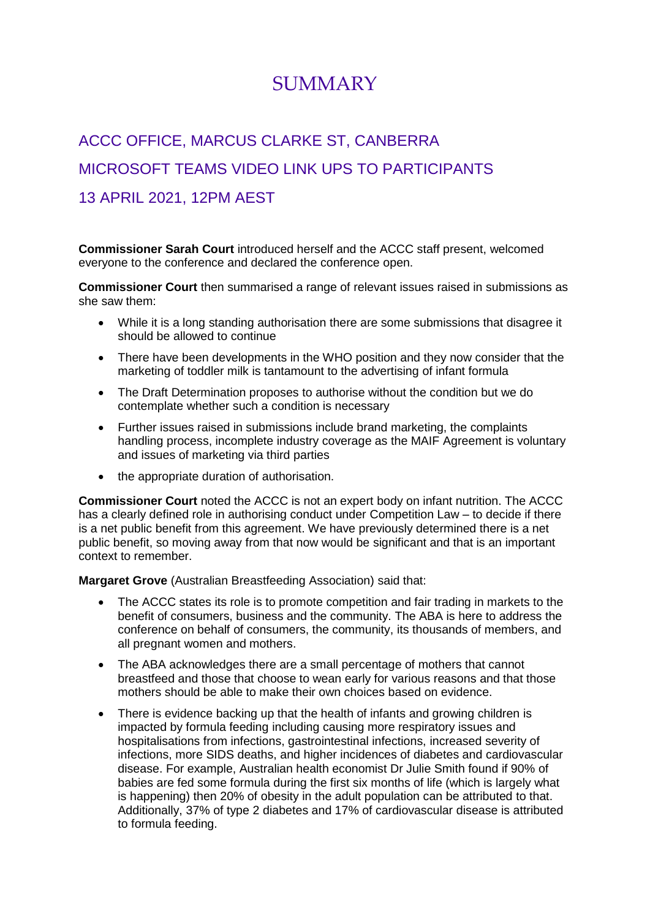# SUMMARY

## ACCC OFFICE, MARCUS CLARKE ST, CANBERRA

## MICROSOFT TEAMS VIDEO LINK UPS TO PARTICIPANTS

## 13 APRIL 2021, 12PM AEST

**Commissioner Sarah Court** introduced herself and the ACCC staff present, welcomed everyone to the conference and declared the conference open.

**Commissioner Court** then summarised a range of relevant issues raised in submissions as she saw them:

- While it is a long standing authorisation there are some submissions that disagree it should be allowed to continue
- There have been developments in the WHO position and they now consider that the marketing of toddler milk is tantamount to the advertising of infant formula
- The Draft Determination proposes to authorise without the condition but we do contemplate whether such a condition is necessary
- Further issues raised in submissions include brand marketing, the complaints handling process, incomplete industry coverage as the MAIF Agreement is voluntary and issues of marketing via third parties
- the appropriate duration of authorisation.

**Commissioner Court** noted the ACCC is not an expert body on infant nutrition. The ACCC has a clearly defined role in authorising conduct under Competition Law – to decide if there is a net public benefit from this agreement. We have previously determined there is a net public benefit, so moving away from that now would be significant and that is an important context to remember.

**Margaret Grove** (Australian Breastfeeding Association) said that:

- The ACCC states its role is to promote competition and fair trading in markets to the benefit of consumers, business and the community. The ABA is here to address the conference on behalf of consumers, the community, its thousands of members, and all pregnant women and mothers.
- The ABA acknowledges there are a small percentage of mothers that cannot breastfeed and those that choose to wean early for various reasons and that those mothers should be able to make their own choices based on evidence.
- There is evidence backing up that the health of infants and growing children is impacted by formula feeding including causing more respiratory issues and hospitalisations from infections, gastrointestinal infections, increased severity of infections, more SIDS deaths, and higher incidences of diabetes and cardiovascular disease. For example, Australian health economist Dr Julie Smith found if 90% of babies are fed some formula during the first six months of life (which is largely what is happening) then 20% of obesity in the adult population can be attributed to that. Additionally, 37% of type 2 diabetes and 17% of cardiovascular disease is attributed to formula feeding.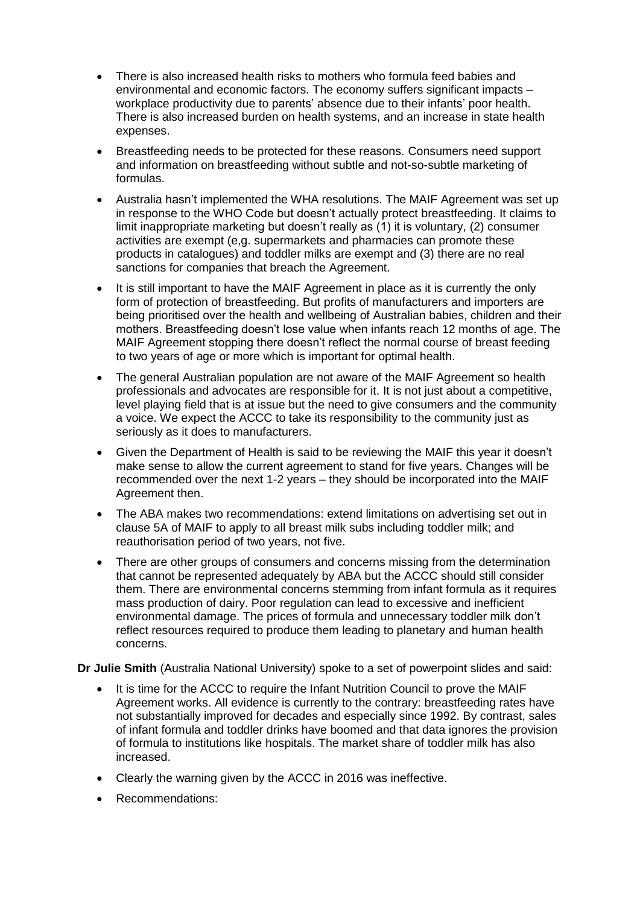- There is also increased health risks to mothers who formula feed babies and environmental and economic factors. The economy suffers significant impacts – workplace productivity due to parents' absence due to their infants' poor health. There is also increased burden on health systems, and an increase in state health expenses.
- Breastfeeding needs to be protected for these reasons. Consumers need support and information on breastfeeding without subtle and not-so-subtle marketing of formulas.
- Australia hasn't implemented the WHA resolutions. The MAIF Agreement was set up in response to the WHO Code but doesn't actually protect breastfeeding. It claims to limit inappropriate marketing but doesn't really as (1) it is voluntary, (2) consumer activities are exempt (e,g. supermarkets and pharmacies can promote these products in catalogues) and toddler milks are exempt and (3) there are no real sanctions for companies that breach the Agreement.
- It is still important to have the MAIF Agreement in place as it is currently the only form of protection of breastfeeding. But profits of manufacturers and importers are being prioritised over the health and wellbeing of Australian babies, children and their mothers. Breastfeeding doesn't lose value when infants reach 12 months of age. The MAIF Agreement stopping there doesn't reflect the normal course of breast feeding to two years of age or more which is important for optimal health.
- The general Australian population are not aware of the MAIF Agreement so health professionals and advocates are responsible for it. It is not just about a competitive, level playing field that is at issue but the need to give consumers and the community a voice. We expect the ACCC to take its responsibility to the community just as seriously as it does to manufacturers.
- Given the Department of Health is said to be reviewing the MAIF this year it doesn't make sense to allow the current agreement to stand for five years. Changes will be recommended over the next 1-2 years – they should be incorporated into the MAIF Agreement then.
- The ABA makes two recommendations: extend limitations on advertising set out in clause 5A of MAIF to apply to all breast milk subs including toddler milk; and reauthorisation period of two years, not five.
- There are other groups of consumers and concerns missing from the determination that cannot be represented adequately by ABA but the ACCC should still consider them. There are environmental concerns stemming from infant formula as it requires mass production of dairy. Poor regulation can lead to excessive and inefficient environmental damage. The prices of formula and unnecessary toddler milk don't reflect resources required to produce them leading to planetary and human health concerns.

**Dr Julie Smith** (Australia National University) spoke to a set of powerpoint slides and said:

- It is time for the ACCC to require the Infant Nutrition Council to prove the MAIF Agreement works. All evidence is currently to the contrary: breastfeeding rates have not substantially improved for decades and especially since 1992. By contrast, sales of infant formula and toddler drinks have boomed and that data ignores the provision of formula to institutions like hospitals. The market share of toddler milk has also increased.
- Clearly the warning given by the ACCC in 2016 was ineffective.
- Recommendations: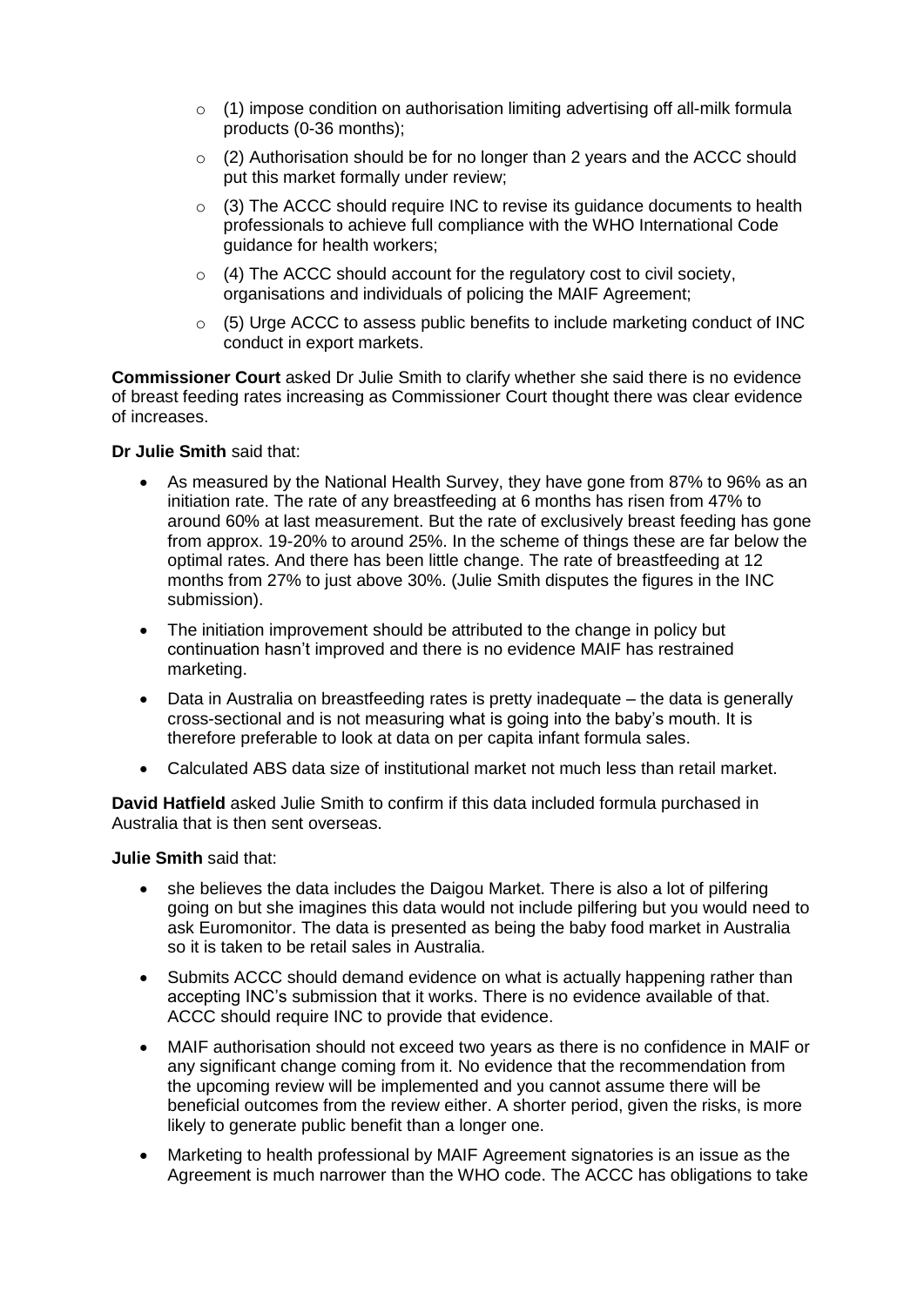- (1) impose condition on authorisation limiting advertising off all-milk formula products (0-36 months);
  - (2) Authorisation should be for no longer than 2 years and the ACCC should put this market formally under review;
  - (3) The ACCC should require INC to revise its guidance documents to health professionals to achieve full compliance with the WHO International Code guidance for health workers;
  - (4) The ACCC should account for the regulatory cost to civil society, organisations and individuals of policing the MAIF Agreement;
  - (5) Urge ACCC to assess public benefits to include marketing conduct of INC conduct in export markets.

**Commissioner Court** asked Dr Julie Smith to clarify whether she said there is no evidence of breast feeding rates increasing as Commissioner Court thought there was clear evidence of increases.

**Dr Julie Smith** said that:

- As measured by the National Health Survey, they have gone from 87% to 96% as an initiation rate. The rate of any breastfeeding at 6 months has risen from 47% to around 60% at last measurement. But the rate of exclusively breast feeding has gone from approx. 19-20% to around 25%. In the scheme of things these are far below the optimal rates. And there has been little change. The rate of breastfeeding at 12 months from 27% to just above 30%. (Julie Smith disputes the figures in the INC submission).
- The initiation improvement should be attributed to the change in policy but continuation hasn't improved and there is no evidence MAIF has restrained marketing.
- Data in Australia on breastfeeding rates is pretty inadequate – the data is generally cross-sectional and is not measuring what is going into the baby's mouth. It is therefore preferable to look at data on per capita infant formula sales.
- Calculated ABS data size of institutional market not much less than retail market.

**David Hatfield** asked Julie Smith to confirm if this data included formula purchased in Australia that is then sent overseas.

**Julie Smith** said that:

- she believes the data includes the Daigou Market. There is also a lot of pilfering going on but she imagines this data would not include pilfering but you would need to ask Euromonitor. The data is presented as being the baby food market in Australia so it is taken to be retail sales in Australia.
- Submits ACCC should demand evidence on what is actually happening rather than accepting INC's submission that it works. There is no evidence available of that. ACCC should require INC to provide that evidence.
- MAIF authorisation should not exceed two years as there is no confidence in MAIF or any significant change coming from it. No evidence that the recommendation from the upcoming review will be implemented and you cannot assume there will be beneficial outcomes from the review either. A shorter period, given the risks, is more likely to generate public benefit than a longer one.
- Marketing to health professional by MAIF Agreement signatories is an issue as the Agreement is much narrower than the WHO code. The ACCC has obligations to take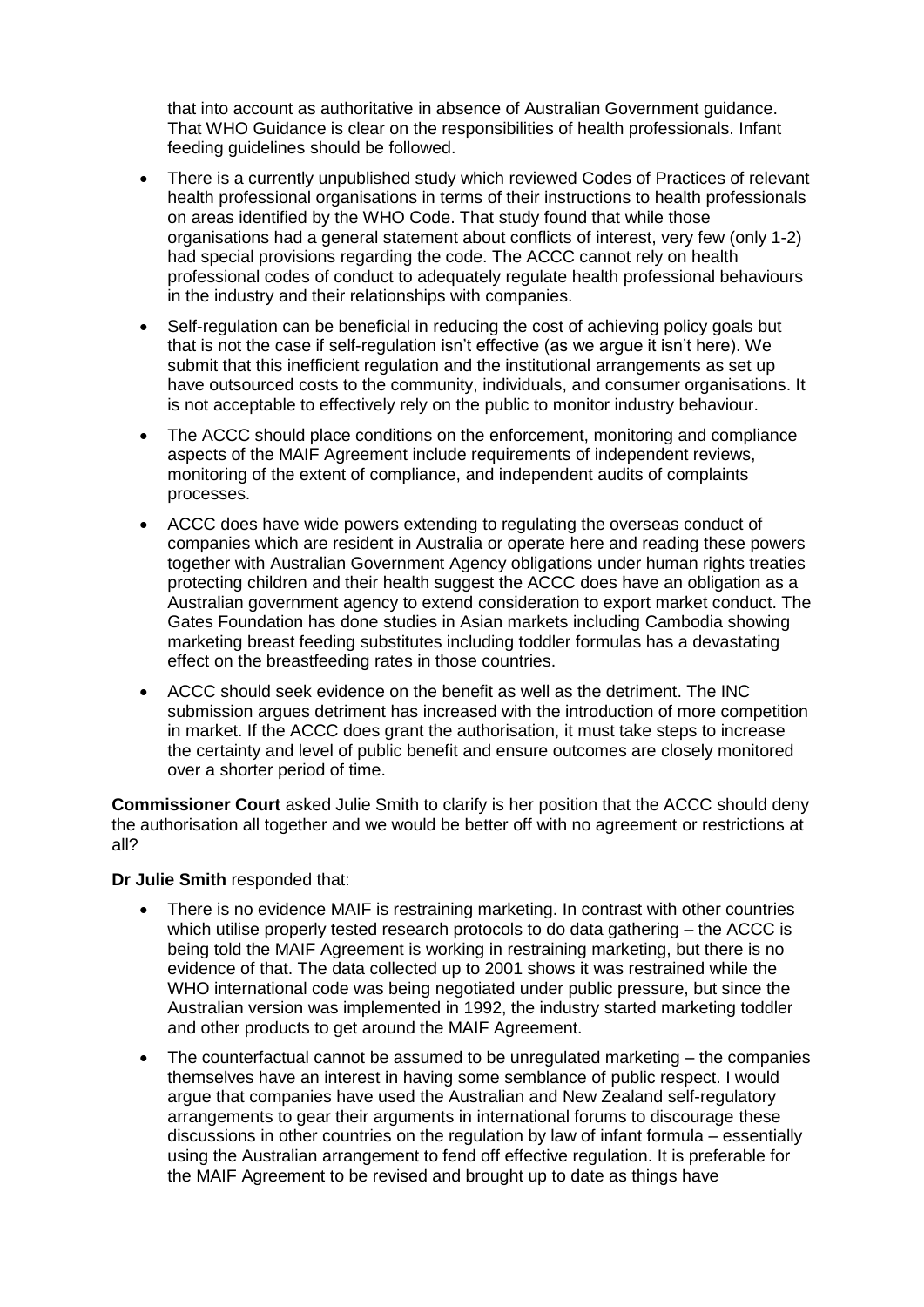that into account as authoritative in absence of Australian Government guidance. That WHO Guidance is clear on the responsibilities of health professionals. Infant feeding guidelines should be followed.

- There is a currently unpublished study which reviewed Codes of Practices of relevant health professional organisations in terms of their instructions to health professionals on areas identified by the WHO Code. That study found that while those organisations had a general statement about conflicts of interest, very few (only 1-2) had special provisions regarding the code. The ACCC cannot rely on health professional codes of conduct to adequately regulate health professional behaviours in the industry and their relationships with companies.
- Self-regulation can be beneficial in reducing the cost of achieving policy goals but that is not the case if self-regulation isn't effective (as we argue it isn't here). We submit that this inefficient regulation and the institutional arrangements as set up have outsourced costs to the community, individuals, and consumer organisations. It is not acceptable to effectively rely on the public to monitor industry behaviour.
- The ACCC should place conditions on the enforcement, monitoring and compliance aspects of the MAIF Agreement include requirements of independent reviews, monitoring of the extent of compliance, and independent audits of complaints processes.
- ACCC does have wide powers extending to regulating the overseas conduct of companies which are resident in Australia or operate here and reading these powers together with Australian Government Agency obligations under human rights treaties protecting children and their health suggest the ACCC does have an obligation as a Australian government agency to extend consideration to export market conduct. The Gates Foundation has done studies in Asian markets including Cambodia showing marketing breast feeding substitutes including toddler formulas has a devastating effect on the breastfeeding rates in those countries.
- ACCC should seek evidence on the benefit as well as the detriment. The INC submission argues detriment has increased with the introduction of more competition in market. If the ACCC does grant the authorisation, it must take steps to increase the certainty and level of public benefit and ensure outcomes are closely monitored over a shorter period of time.

**Commissioner Court** asked Julie Smith to clarify is her position that the ACCC should deny the authorisation all together and we would be better off with no agreement or restrictions at all?

**Dr Julie Smith** responded that:

- There is no evidence MAIF is restraining marketing. In contrast with other countries which utilise properly tested research protocols to do data gathering – the ACCC is being told the MAIF Agreement is working in restraining marketing, but there is no evidence of that. The data collected up to 2001 shows it was restrained while the WHO international code was being negotiated under public pressure, but since the Australian version was implemented in 1992, the industry started marketing toddler and other products to get around the MAIF Agreement.
- The counterfactual cannot be assumed to be unregulated marketing – the companies themselves have an interest in having some semblance of public respect. I would argue that companies have used the Australian and New Zealand self-regulatory arrangements to gear their arguments in international forums to discourage these discussions in other countries on the regulation by law of infant formula – essentially using the Australian arrangement to fend off effective regulation. It is preferable for the MAIF Agreement to be revised and brought up to date as things have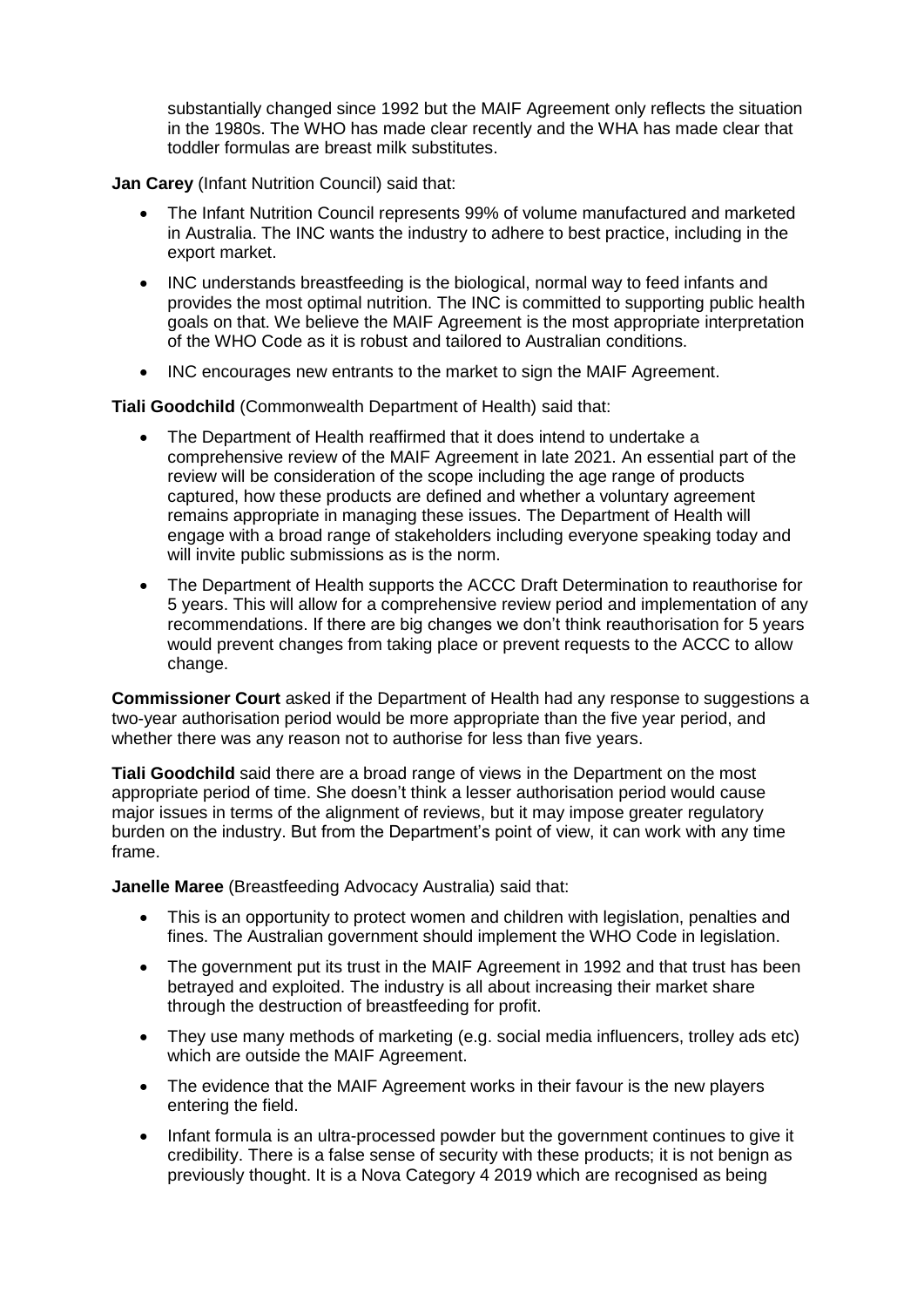substantially changed since 1992 but the MAIF Agreement only reflects the situation in the 1980s. The WHO has made clear recently and the WHA has made clear that toddler formulas are breast milk substitutes.

**Jan Carey** (Infant Nutrition Council) said that:

- The Infant Nutrition Council represents 99% of volume manufactured and marketed in Australia. The INC wants the industry to adhere to best practice, including in the export market.
- INC understands breastfeeding is the biological, normal way to feed infants and provides the most optimal nutrition. The INC is committed to supporting public health goals on that. We believe the MAIF Agreement is the most appropriate interpretation of the WHO Code as it is robust and tailored to Australian conditions.
- INC encourages new entrants to the market to sign the MAIF Agreement.

**Tiali Goodchild** (Commonwealth Department of Health) said that:

- The Department of Health reaffirmed that it does intend to undertake a comprehensive review of the MAIF Agreement in late 2021. An essential part of the review will be consideration of the scope including the age range of products captured, how these products are defined and whether a voluntary agreement remains appropriate in managing these issues. The Department of Health will engage with a broad range of stakeholders including everyone speaking today and will invite public submissions as is the norm.
- The Department of Health supports the ACCC Draft Determination to reauthorise for 5 years. This will allow for a comprehensive review period and implementation of any recommendations. If there are big changes we don't think reauthorisation for 5 years would prevent changes from taking place or prevent requests to the ACCC to allow change.

**Commissioner Court** asked if the Department of Health had any response to suggestions a two-year authorisation period would be more appropriate than the five year period, and whether there was any reason not to authorise for less than five years.

**Tiali Goodchild** said there are a broad range of views in the Department on the most appropriate period of time. She doesn't think a lesser authorisation period would cause major issues in terms of the alignment of reviews, but it may impose greater regulatory burden on the industry. But from the Department's point of view, it can work with any time frame.

**Janelle Maree** (Breastfeeding Advocacy Australia) said that:

- This is an opportunity to protect women and children with legislation, penalties and fines. The Australian government should implement the WHO Code in legislation.
- The government put its trust in the MAIF Agreement in 1992 and that trust has been betrayed and exploited. The industry is all about increasing their market share through the destruction of breastfeeding for profit.
- They use many methods of marketing (e.g. social media influencers, trolley ads etc) which are outside the MAIF Agreement.
- The evidence that the MAIF Agreement works in their favour is the new players entering the field.
- Infant formula is an ultra-processed powder but the government continues to give it credibility. There is a false sense of security with these products; it is not benign as previously thought. It is a Nova Category 4 2019 which are recognised as being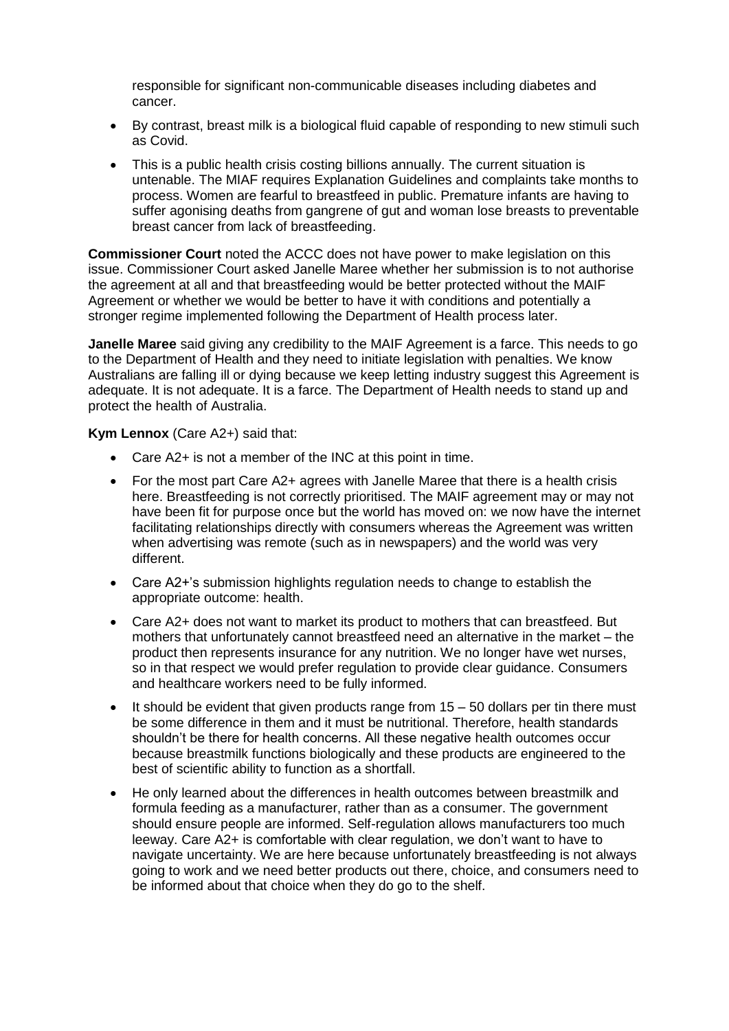responsible for significant non-communicable diseases including diabetes and cancer.

- By contrast, breast milk is a biological fluid capable of responding to new stimuli such as Covid.
- This is a public health crisis costing billions annually. The current situation is untenable. The MIAF requires Explanation Guidelines and complaints take months to process. Women are fearful to breastfeed in public. Premature infants are having to suffer agonising deaths from gangrene of gut and woman lose breasts to preventable breast cancer from lack of breastfeeding.

**Commissioner Court** noted the ACCC does not have power to make legislation on this issue. Commissioner Court asked Janelle Maree whether her submission is to not authorise the agreement at all and that breastfeeding would be better protected without the MAIF Agreement or whether we would be better to have it with conditions and potentially a stronger regime implemented following the Department of Health process later.

**Janelle Maree** said giving any credibility to the MAIF Agreement is a farce. This needs to go to the Department of Health and they need to initiate legislation with penalties. We know Australians are falling ill or dying because we keep letting industry suggest this Agreement is adequate. It is not adequate. It is a farce. The Department of Health needs to stand up and protect the health of Australia.

**Kym Lennox** (Care A2+) said that:

- Care A2+ is not a member of the INC at this point in time.
- For the most part Care A2+ agrees with Janelle Maree that there is a health crisis here. Breastfeeding is not correctly prioritised. The MAIF agreement may or may not have been fit for purpose once but the world has moved on: we now have the internet facilitating relationships directly with consumers whereas the Agreement was written when advertising was remote (such as in newspapers) and the world was very different.
- Care A2+'s submission highlights regulation needs to change to establish the appropriate outcome: health.
- Care A2+ does not want to market its product to mothers that can breastfeed. But mothers that unfortunately cannot breastfeed need an alternative in the market – the product then represents insurance for any nutrition. We no longer have wet nurses, so in that respect we would prefer regulation to provide clear guidance. Consumers and healthcare workers need to be fully informed.
- It should be evident that given products range from 15 – 50 dollars per tin there must be some difference in them and it must be nutritional. Therefore, health standards shouldn't be there for health concerns. All these negative health outcomes occur because breastmilk functions biologically and these products are engineered to the best of scientific ability to function as a shortfall.
- He only learned about the differences in health outcomes between breastmilk and formula feeding as a manufacturer, rather than as a consumer. The government should ensure people are informed. Self-regulation allows manufacturers too much leeway. Care A2+ is comfortable with clear regulation, we don't want to have to navigate uncertainty. We are here because unfortunately breastfeeding is not always going to work and we need better products out there, choice, and consumers need to be informed about that choice when they do go to the shelf.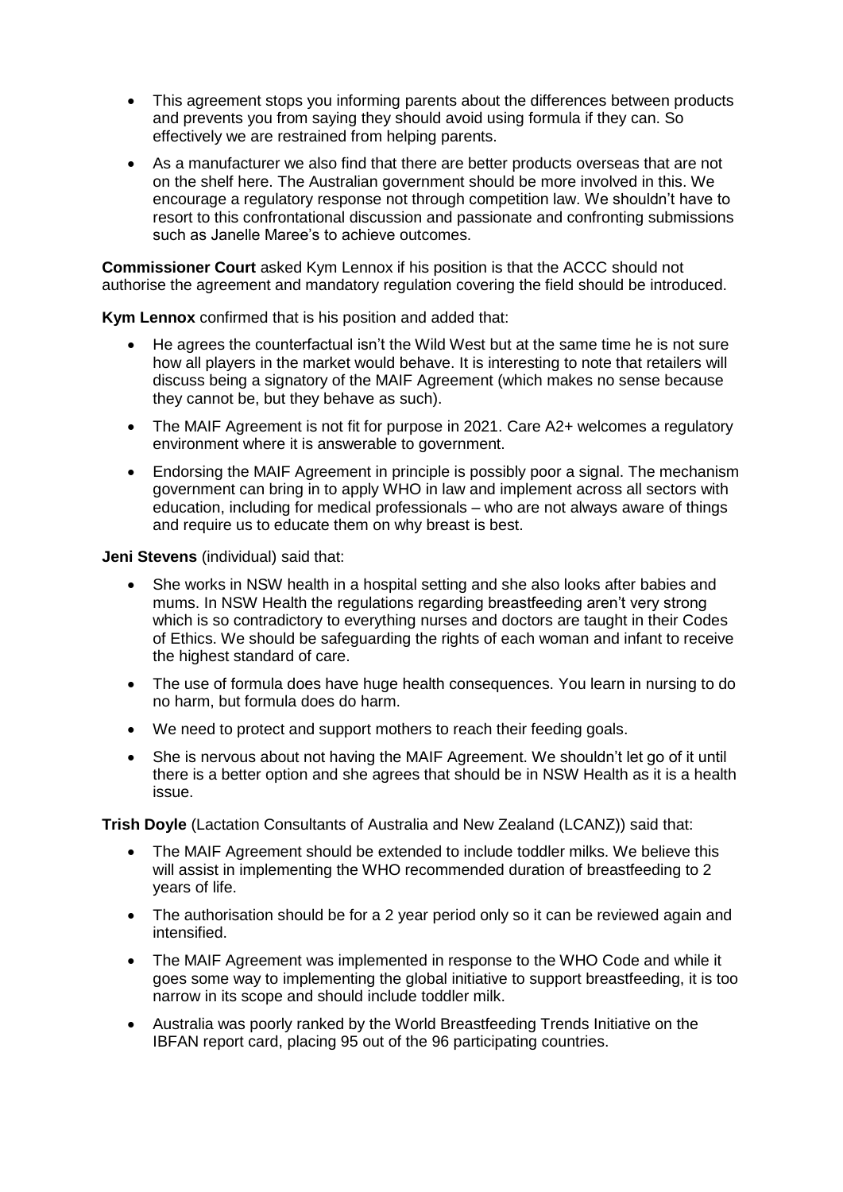- This agreement stops you informing parents about the differences between products and prevents you from saying they should avoid using formula if they can. So effectively we are restrained from helping parents.
- As a manufacturer we also find that there are better products overseas that are not on the shelf here. The Australian government should be more involved in this. We encourage a regulatory response not through competition law. We shouldn't have to resort to this confrontational discussion and passionate and confronting submissions such as Janelle Maree's to achieve outcomes.

**Commissioner Court** asked Kym Lennox if his position is that the ACCC should not authorise the agreement and mandatory regulation covering the field should be introduced.

**Kym Lennox** confirmed that is his position and added that:

- He agrees the counterfactual isn't the Wild West but at the same time he is not sure how all players in the market would behave. It is interesting to note that retailers will discuss being a signatory of the MAIF Agreement (which makes no sense because they cannot be, but they behave as such).
- The MAIF Agreement is not fit for purpose in 2021. Care A2+ welcomes a regulatory environment where it is answerable to government.
- Endorsing the MAIF Agreement in principle is possibly poor a signal. The mechanism government can bring in to apply WHO in law and implement across all sectors with education, including for medical professionals – who are not always aware of things and require us to educate them on why breast is best.

**Jeni Stevens** (individual) said that:

- She works in NSW health in a hospital setting and she also looks after babies and mums. In NSW Health the regulations regarding breastfeeding aren't very strong which is so contradictory to everything nurses and doctors are taught in their Codes of Ethics. We should be safeguarding the rights of each woman and infant to receive the highest standard of care.
- The use of formula does have huge health consequences. You learn in nursing to do no harm, but formula does do harm.
- We need to protect and support mothers to reach their feeding goals.
- She is nervous about not having the MAIF Agreement. We shouldn't let go of it until there is a better option and she agrees that should be in NSW Health as it is a health issue.

**Trish Doyle** (Lactation Consultants of Australia and New Zealand (LCANZ)) said that:

- The MAIF Agreement should be extended to include toddler milks. We believe this will assist in implementing the WHO recommended duration of breastfeeding to 2 years of life.
- The authorisation should be for a 2 year period only so it can be reviewed again and intensified.
- The MAIF Agreement was implemented in response to the WHO Code and while it goes some way to implementing the global initiative to support breastfeeding, it is too narrow in its scope and should include toddler milk.
- Australia was poorly ranked by the World Breastfeeding Trends Initiative on the IBFAN report card, placing 95 out of the 96 participating countries.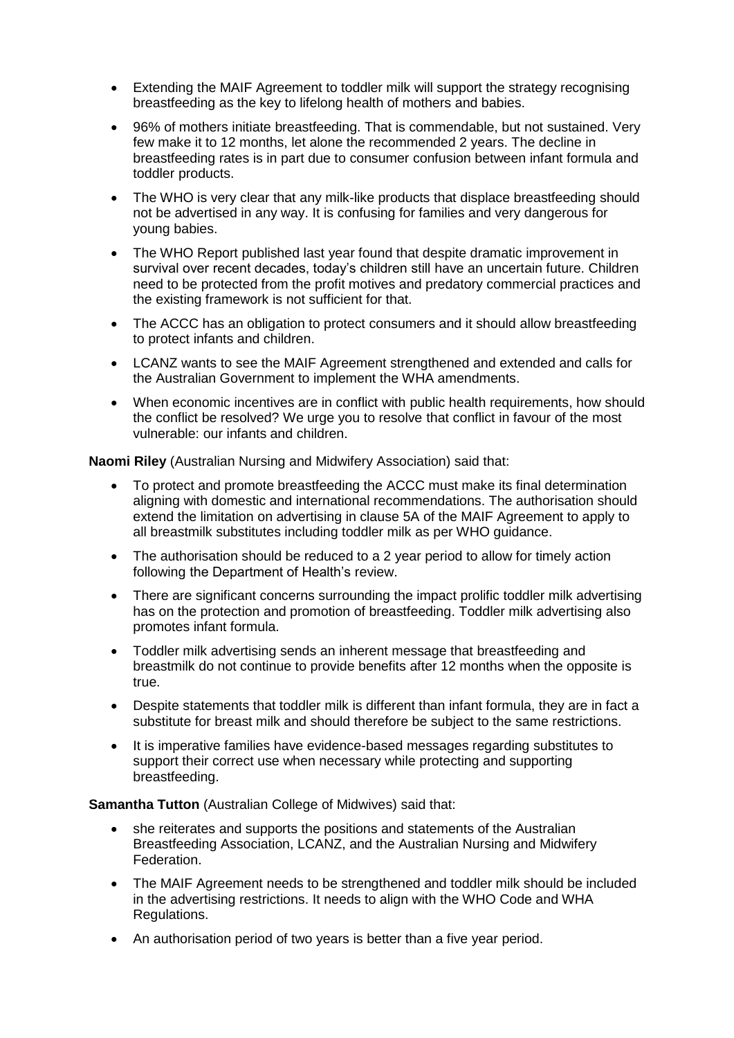- Extending the MAIF Agreement to toddler milk will support the strategy recognising breastfeeding as the key to lifelong health of mothers and babies.
- 96% of mothers initiate breastfeeding. That is commendable, but not sustained. Very few make it to 12 months, let alone the recommended 2 years. The decline in breastfeeding rates is in part due to consumer confusion between infant formula and toddler products.
- The WHO is very clear that any milk-like products that displace breastfeeding should not be advertised in any way. It is confusing for families and very dangerous for young babies.
- The WHO Report published last year found that despite dramatic improvement in survival over recent decades, today's children still have an uncertain future. Children need to be protected from the profit motives and predatory commercial practices and the existing framework is not sufficient for that.
- The ACCC has an obligation to protect consumers and it should allow breastfeeding to protect infants and children.
- LCANZ wants to see the MAIF Agreement strengthened and extended and calls for the Australian Government to implement the WHA amendments.
- When economic incentives are in conflict with public health requirements, how should the conflict be resolved? We urge you to resolve that conflict in favour of the most vulnerable: our infants and children.

**Naomi Riley** (Australian Nursing and Midwifery Association) said that:

- To protect and promote breastfeeding the ACCC must make its final determination aligning with domestic and international recommendations. The authorisation should extend the limitation on advertising in clause 5A of the MAIF Agreement to apply to all breastmilk substitutes including toddler milk as per WHO guidance.
- The authorisation should be reduced to a 2 year period to allow for timely action following the Department of Health's review.
- There are significant concerns surrounding the impact prolific toddler milk advertising has on the protection and promotion of breastfeeding. Toddler milk advertising also promotes infant formula.
- Toddler milk advertising sends an inherent message that breastfeeding and breastmilk do not continue to provide benefits after 12 months when the opposite is true.
- Despite statements that toddler milk is different than infant formula, they are in fact a substitute for breast milk and should therefore be subject to the same restrictions.
- It is imperative families have evidence-based messages regarding substitutes to support their correct use when necessary while protecting and supporting breastfeeding.

**Samantha Tutton** (Australian College of Midwives) said that:

- she reiterates and supports the positions and statements of the Australian Breastfeeding Association, LCANZ, and the Australian Nursing and Midwifery Federation.
- The MAIF Agreement needs to be strengthened and toddler milk should be included in the advertising restrictions. It needs to align with the WHO Code and WHA Regulations.
- An authorisation period of two years is better than a five year period.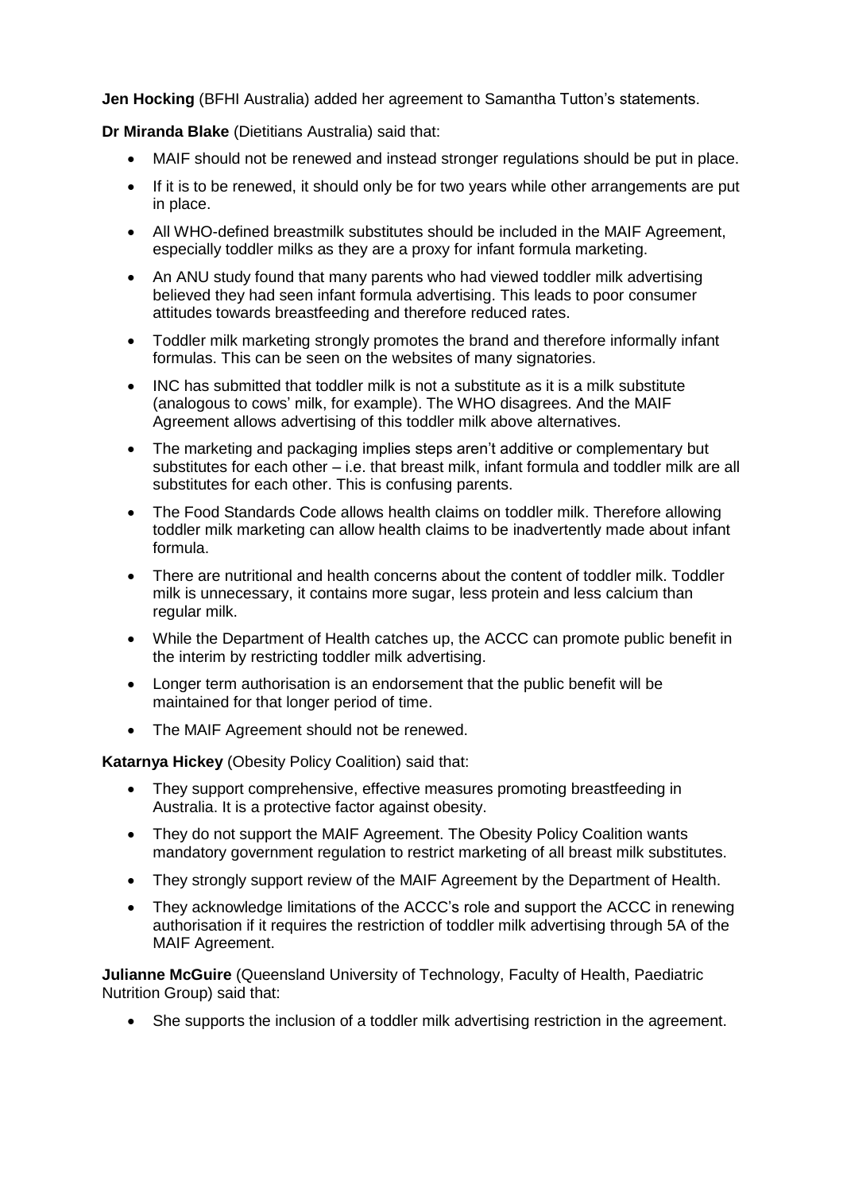**Jen Hocking** (BFHI Australia) added her agreement to Samantha Tutton's statements.

**Dr Miranda Blake** (Dietitians Australia) said that:

- MAIF should not be renewed and instead stronger regulations should be put in place.
- If it is to be renewed, it should only be for two years while other arrangements are put in place.
- All WHO-defined breastmilk substitutes should be included in the MAIF Agreement, especially toddler milks as they are a proxy for infant formula marketing.
- An ANU study found that many parents who had viewed toddler milk advertising believed they had seen infant formula advertising. This leads to poor consumer attitudes towards breastfeeding and therefore reduced rates.
- Toddler milk marketing strongly promotes the brand and therefore informally infant formulas. This can be seen on the websites of many signatories.
- INC has submitted that toddler milk is not a substitute as it is a milk substitute (analogous to cows' milk, for example). The WHO disagrees. And the MAIF Agreement allows advertising of this toddler milk above alternatives.
- The marketing and packaging implies steps aren't additive or complementary but substitutes for each other – i.e. that breast milk, infant formula and toddler milk are all substitutes for each other. This is confusing parents.
- The Food Standards Code allows health claims on toddler milk. Therefore allowing toddler milk marketing can allow health claims to be inadvertently made about infant formula.
- There are nutritional and health concerns about the content of toddler milk. Toddler milk is unnecessary, it contains more sugar, less protein and less calcium than regular milk.
- While the Department of Health catches up, the ACCC can promote public benefit in the interim by restricting toddler milk advertising.
- Longer term authorisation is an endorsement that the public benefit will be maintained for that longer period of time.
- The MAIF Agreement should not be renewed.

**Katarnya Hickey** (Obesity Policy Coalition) said that:

- They support comprehensive, effective measures promoting breastfeeding in Australia. It is a protective factor against obesity.
- They do not support the MAIF Agreement. The Obesity Policy Coalition wants mandatory government regulation to restrict marketing of all breast milk substitutes.
- They strongly support review of the MAIF Agreement by the Department of Health.
- They acknowledge limitations of the ACCC's role and support the ACCC in renewing authorisation if it requires the restriction of toddler milk advertising through 5A of the MAIF Agreement.

**Julianne McGuire** (Queensland University of Technology, Faculty of Health, Paediatric Nutrition Group) said that:

- She supports the inclusion of a toddler milk advertising restriction in the agreement.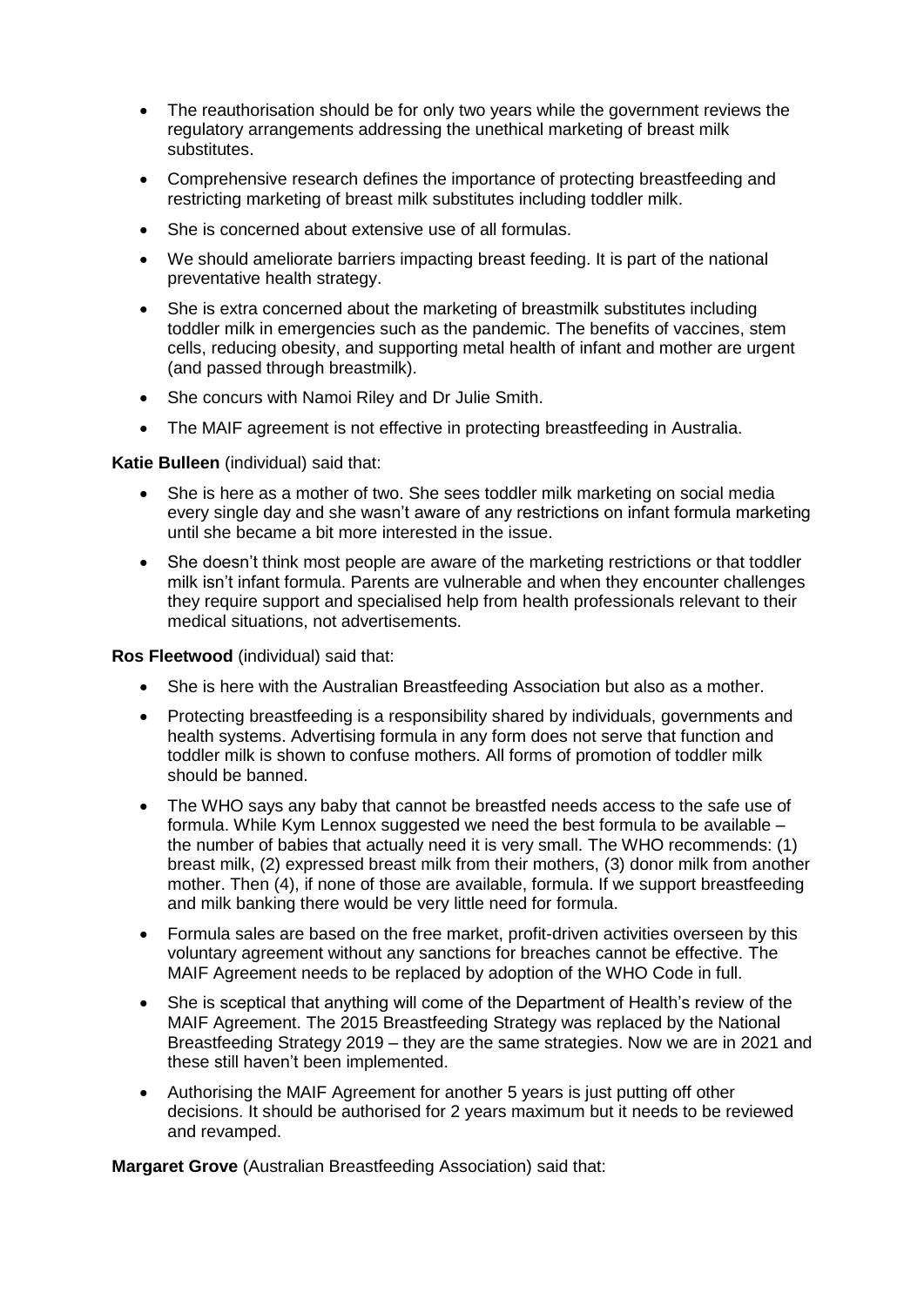- The reauthorisation should be for only two years while the government reviews the regulatory arrangements addressing the unethical marketing of breast milk substitutes.
- Comprehensive research defines the importance of protecting breastfeeding and restricting marketing of breast milk substitutes including toddler milk.
- She is concerned about extensive use of all formulas.
- We should ameliorate barriers impacting breast feeding. It is part of the national preventative health strategy.
- She is extra concerned about the marketing of breastmilk substitutes including toddler milk in emergencies such as the pandemic. The benefits of vaccines, stem cells, reducing obesity, and supporting metal health of infant and mother are urgent (and passed through breastmilk).
- She concurs with Namoi Riley and Dr Julie Smith.
- The MAIF agreement is not effective in protecting breastfeeding in Australia.

**Katie Bulleen** (individual) said that:

- She is here as a mother of two. She sees toddler milk marketing on social media every single day and she wasn't aware of any restrictions on infant formula marketing until she became a bit more interested in the issue.
- She doesn't think most people are aware of the marketing restrictions or that toddler milk isn't infant formula. Parents are vulnerable and when they encounter challenges they require support and specialised help from health professionals relevant to their medical situations, not advertisements.

**Ros Fleetwood** (individual) said that:

- She is here with the Australian Breastfeeding Association but also as a mother.
- Protecting breastfeeding is a responsibility shared by individuals, governments and health systems. Advertising formula in any form does not serve that function and toddler milk is shown to confuse mothers. All forms of promotion of toddler milk should be banned.
- The WHO says any baby that cannot be breastfed needs access to the safe use of formula. While Kym Lennox suggested we need the best formula to be available – the number of babies that actually need it is very small. The WHO recommends: (1) breast milk, (2) expressed breast milk from their mothers, (3) donor milk from another mother. Then (4), if none of those are available, formula. If we support breastfeeding and milk banking there would be very little need for formula.
- Formula sales are based on the free market, profit-driven activities overseen by this voluntary agreement without any sanctions for breaches cannot be effective. The MAIF Agreement needs to be replaced by adoption of the WHO Code in full.
- She is sceptical that anything will come of the Department of Health's review of the MAIF Agreement. The 2015 Breastfeeding Strategy was replaced by the National Breastfeeding Strategy 2019 – they are the same strategies. Now we are in 2021 and these still haven't been implemented.
- Authorising the MAIF Agreement for another 5 years is just putting off other decisions. It should be authorised for 2 years maximum but it needs to be reviewed and revamped.

**Margaret Grove** (Australian Breastfeeding Association) said that: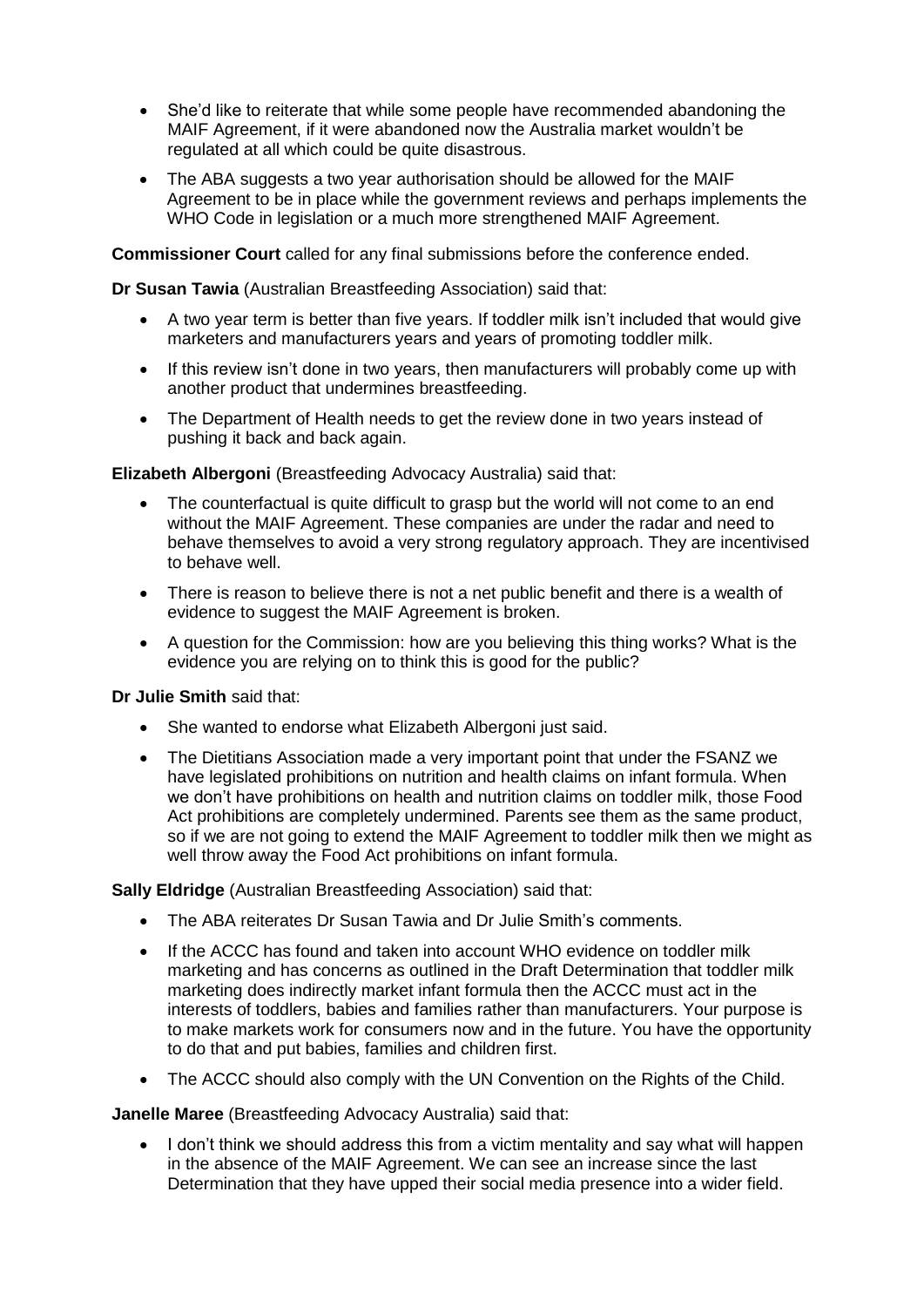- She'd like to reiterate that while some people have recommended abandoning the MAIF Agreement, if it were abandoned now the Australia market wouldn't be regulated at all which could be quite disastrous.
- The ABA suggests a two year authorisation should be allowed for the MAIF Agreement to be in place while the government reviews and perhaps implements the WHO Code in legislation or a much more strengthened MAIF Agreement.

**Commissioner Court** called for any final submissions before the conference ended.

**Dr Susan Tawia** (Australian Breastfeeding Association) said that:

- A two year term is better than five years. If toddler milk isn't included that would give marketers and manufacturers years and years of promoting toddler milk.
- If this review isn't done in two years, then manufacturers will probably come up with another product that undermines breastfeeding.
- The Department of Health needs to get the review done in two years instead of pushing it back and back again.

**Elizabeth Albergoni** (Breastfeeding Advocacy Australia) said that:

- The counterfactual is quite difficult to grasp but the world will not come to an end without the MAIF Agreement. These companies are under the radar and need to behave themselves to avoid a very strong regulatory approach. They are incentivised to behave well.
- There is reason to believe there is not a net public benefit and there is a wealth of evidence to suggest the MAIF Agreement is broken.
- A question for the Commission: how are you believing this thing works? What is the evidence you are relying on to think this is good for the public?

**Dr Julie Smith** said that:

- She wanted to endorse what Elizabeth Albergoni just said.
- The Dietitians Association made a very important point that under the FSANZ we have legislated prohibitions on nutrition and health claims on infant formula. When we don't have prohibitions on health and nutrition claims on toddler milk, those Food Act prohibitions are completely undermined. Parents see them as the same product, so if we are not going to extend the MAIF Agreement to toddler milk then we might as well throw away the Food Act prohibitions on infant formula.

**Sally Eldridge** (Australian Breastfeeding Association) said that:

- The ABA reiterates Dr Susan Tawia and Dr Julie Smith's comments.
- If the ACCC has found and taken into account WHO evidence on toddler milk marketing and has concerns as outlined in the Draft Determination that toddler milk marketing does indirectly market infant formula then the ACCC must act in the interests of toddlers, babies and families rather than manufacturers. Your purpose is to make markets work for consumers now and in the future. You have the opportunity to do that and put babies, families and children first.
- The ACCC should also comply with the UN Convention on the Rights of the Child.

**Janelle Maree** (Breastfeeding Advocacy Australia) said that:

- I don't think we should address this from a victim mentality and say what will happen in the absence of the MAIF Agreement. We can see an increase since the last Determination that they have upped their social media presence into a wider field.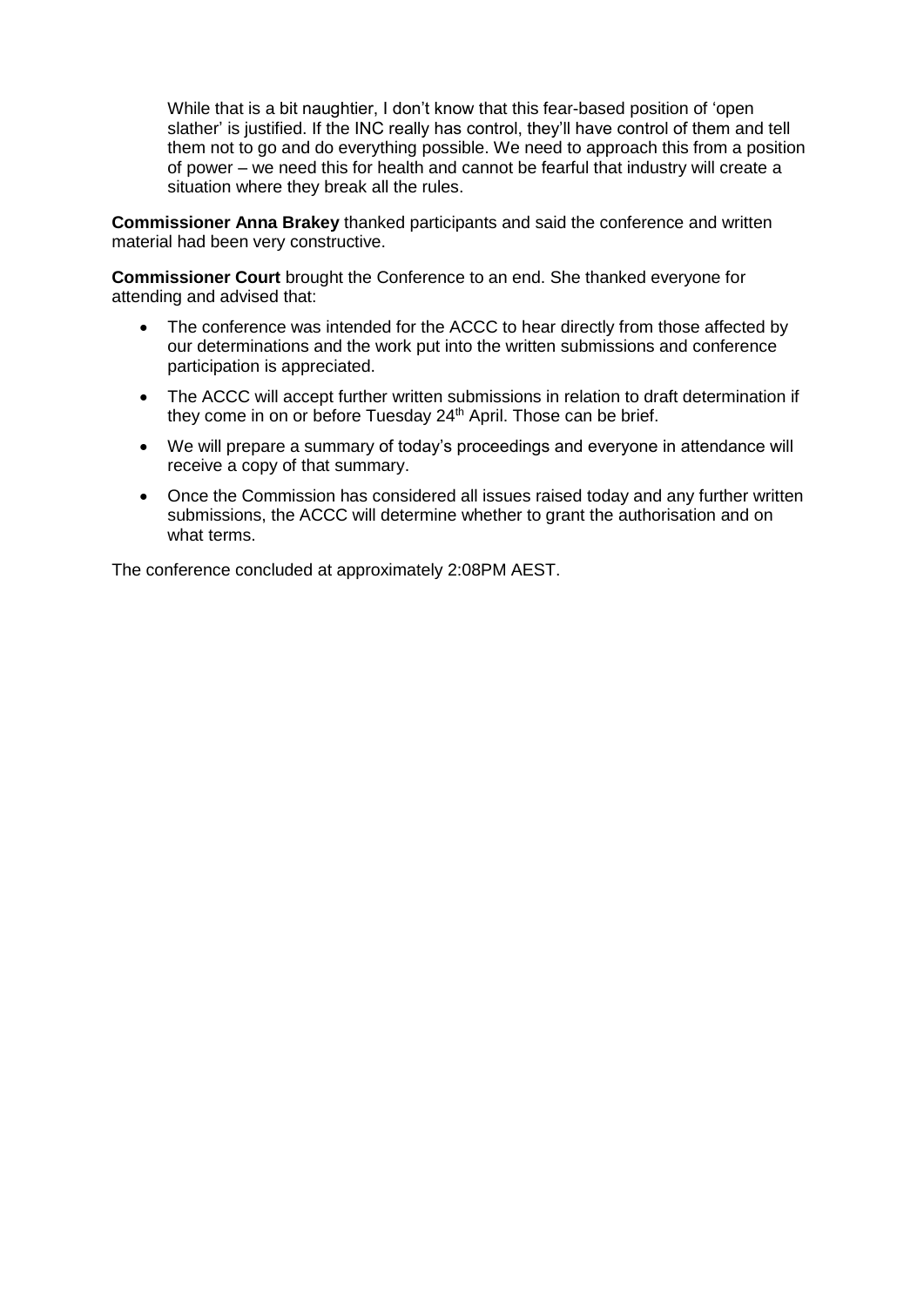While that is a bit naughtier, I don't know that this fear-based position of 'open slather' is justified. If the INC really has control, they'll have control of them and tell them not to go and do everything possible. We need to approach this from a position of power – we need this for health and cannot be fearful that industry will create a situation where they break all the rules.

**Commissioner Anna Brakey** thanked participants and said the conference and written material had been very constructive.

**Commissioner Court** brought the Conference to an end. She thanked everyone for attending and advised that:

- The conference was intended for the ACCC to hear directly from those affected by our determinations and the work put into the written submissions and conference participation is appreciated.
- The ACCC will accept further written submissions in relation to draft determination if they come in on or before Tuesday 24th April. Those can be brief.
- We will prepare a summary of today's proceedings and everyone in attendance will receive a copy of that summary.
- Once the Commission has considered all issues raised today and any further written submissions, the ACCC will determine whether to grant the authorisation and on what terms.

The conference concluded at approximately 2:08PM AEST.